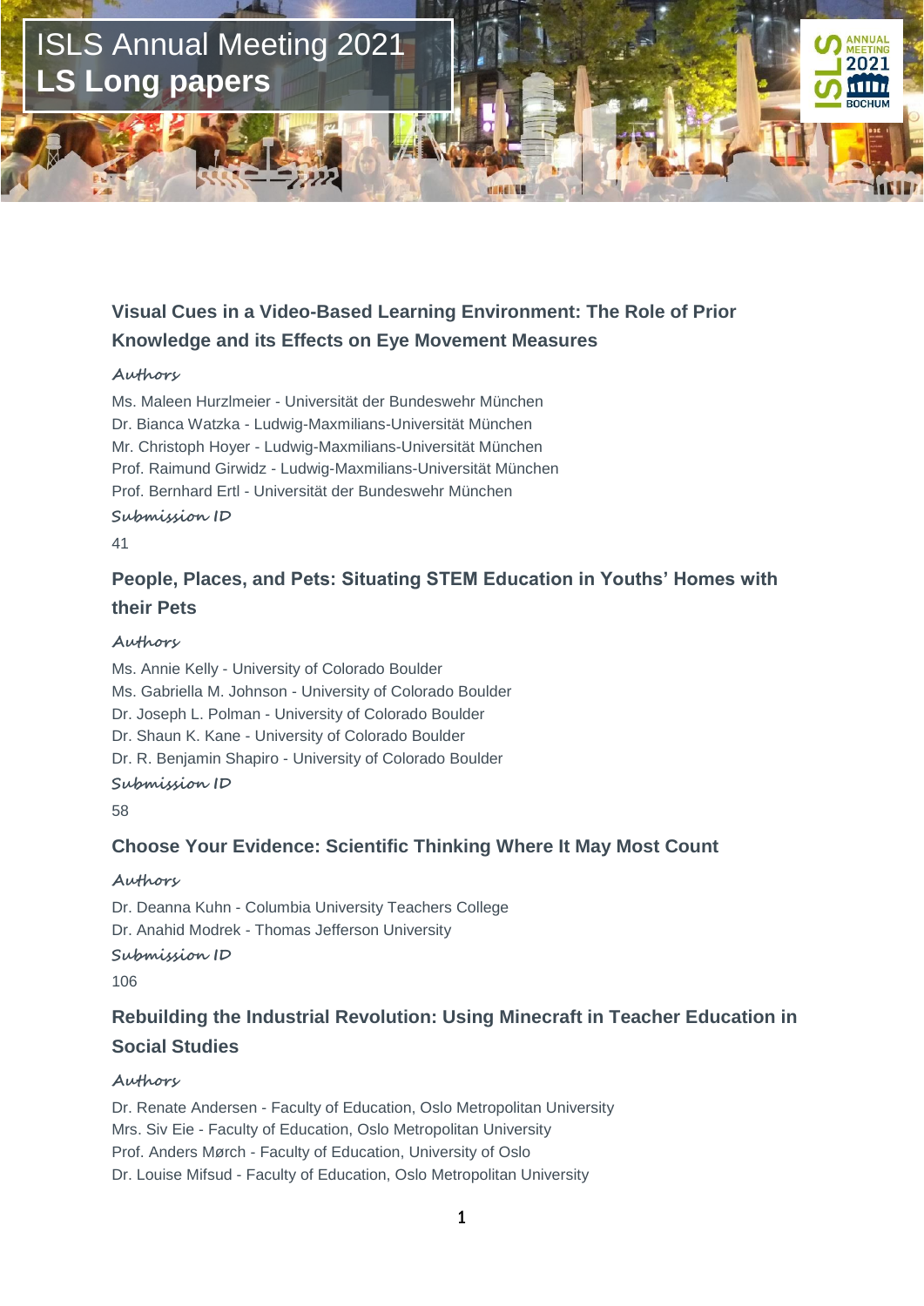# ISLS Annual Meeting 2021
## LS Long papers

### Visual Cues in a Video-Based Learning Environment: The Role of Prior Knowledge and its Effects on Eye Movement Measures

*Authors*

Ms. Maleen Hurzlmeier - Universität der Bundeswehr München
Dr. Bianca Watzka - Ludwig-Maxmilians-Universität München
Mr. Christoph Hoyer - Ludwig-Maxmilians-Universität München
Prof. Raimund Girwidz - Ludwig-Maxmilians-Universität München
Prof. Bernhard Ertl - Universität der Bundeswehr München

*Submission ID*

41

### People, Places, and Pets: Situating STEM Education in Youths' Homes with their Pets

*Authors*

Ms. Annie Kelly - University of Colorado Boulder
Ms. Gabriella M. Johnson - University of Colorado Boulder
Dr. Joseph L. Polman - University of Colorado Boulder
Dr. Shaun K. Kane - University of Colorado Boulder
Dr. R. Benjamin Shapiro - University of Colorado Boulder

*Submission ID*

58

### Choose Your Evidence: Scientific Thinking Where It May Most Count

*Authors*

Dr. Deanna Kuhn - Columbia University Teachers College
Dr. Anahid Modrek - Thomas Jefferson University

*Submission ID*

106

### Rebuilding the Industrial Revolution: Using Minecraft in Teacher Education in Social Studies

*Authors*

Dr. Renate Andersen - Faculty of Education, Oslo Metropolitan University
Mrs. Siv Eie - Faculty of Education, Oslo Metropolitan University
Prof. Anders Mørch - Faculty of Education, University of Oslo
Dr. Louise Mifsud - Faculty of Education, Oslo Metropolitan University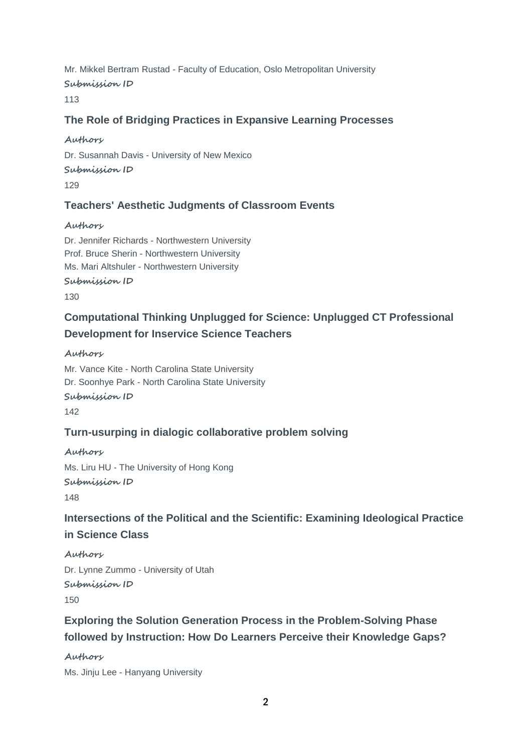Mr. Mikkel Bertram Rustad - Faculty of Education, Oslo Metropolitan University

*Submission ID*

113

### The Role of Bridging Practices in Expansive Learning Processes

*Authors*

Dr. Susannah Davis - University of New Mexico

*Submission ID*

129

### Teachers' Aesthetic Judgments of Classroom Events

*Authors*

Dr. Jennifer Richards - Northwestern University
Prof. Bruce Sherin - Northwestern University
Ms. Mari Altshuler - Northwestern University

*Submission ID*

130

### Computational Thinking Unplugged for Science: Unplugged CT Professional Development for Inservice Science Teachers

*Authors*

Mr. Vance Kite - North Carolina State University
Dr. Soonhye Park - North Carolina State University

*Submission ID*

142

### Turn-usurping in dialogic collaborative problem solving

*Authors*

Ms. Liru HU - The University of Hong Kong

*Submission ID*

148

### Intersections of the Political and the Scientific: Examining Ideological Practice in Science Class

*Authors*

Dr. Lynne Zummo - University of Utah

*Submission ID*

150

### Exploring the Solution Generation Process in the Problem-Solving Phase followed by Instruction: How Do Learners Perceive their Knowledge Gaps?

*Authors*

Ms. Jinju Lee - Hanyang University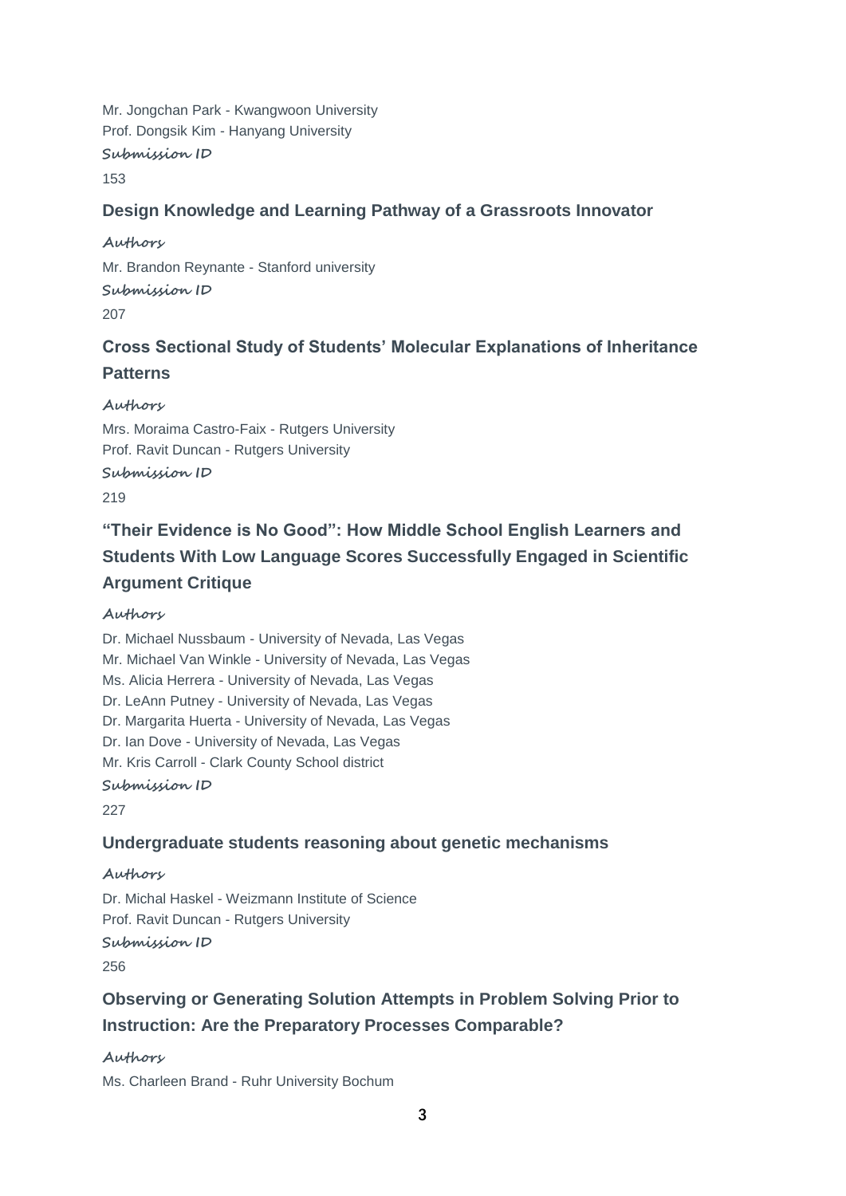Mr. Jongchan Park - Kwangwoon University
Prof. Dongsik Kim - Hanyang University

**Submission ID**

153

### Design Knowledge and Learning Pathway of a Grassroots Innovator

**Authors**

Mr. Brandon Reynante - Stanford university

**Submission ID**

207

### Cross Sectional Study of Students' Molecular Explanations of Inheritance Patterns

**Authors**

Mrs. Moraima Castro-Faix - Rutgers University
Prof. Ravit Duncan - Rutgers University

**Submission ID**

219

### "Their Evidence is No Good": How Middle School English Learners and Students With Low Language Scores Successfully Engaged in Scientific Argument Critique

**Authors**

Dr. Michael Nussbaum - University of Nevada, Las Vegas
Mr. Michael Van Winkle - University of Nevada, Las Vegas
Ms. Alicia Herrera - University of Nevada, Las Vegas
Dr. LeAnn Putney - University of Nevada, Las Vegas
Dr. Margarita Huerta - University of Nevada, Las Vegas
Dr. Ian Dove - University of Nevada, Las Vegas
Mr. Kris Carroll - Clark County School district

**Submission ID**

227

### Undergraduate students reasoning about genetic mechanisms

**Authors**

Dr. Michal Haskel - Weizmann Institute of Science
Prof. Ravit Duncan - Rutgers University

**Submission ID**

256

### Observing or Generating Solution Attempts in Problem Solving Prior to Instruction: Are the Preparatory Processes Comparable?

**Authors**

Ms. Charleen Brand - Ruhr University Bochum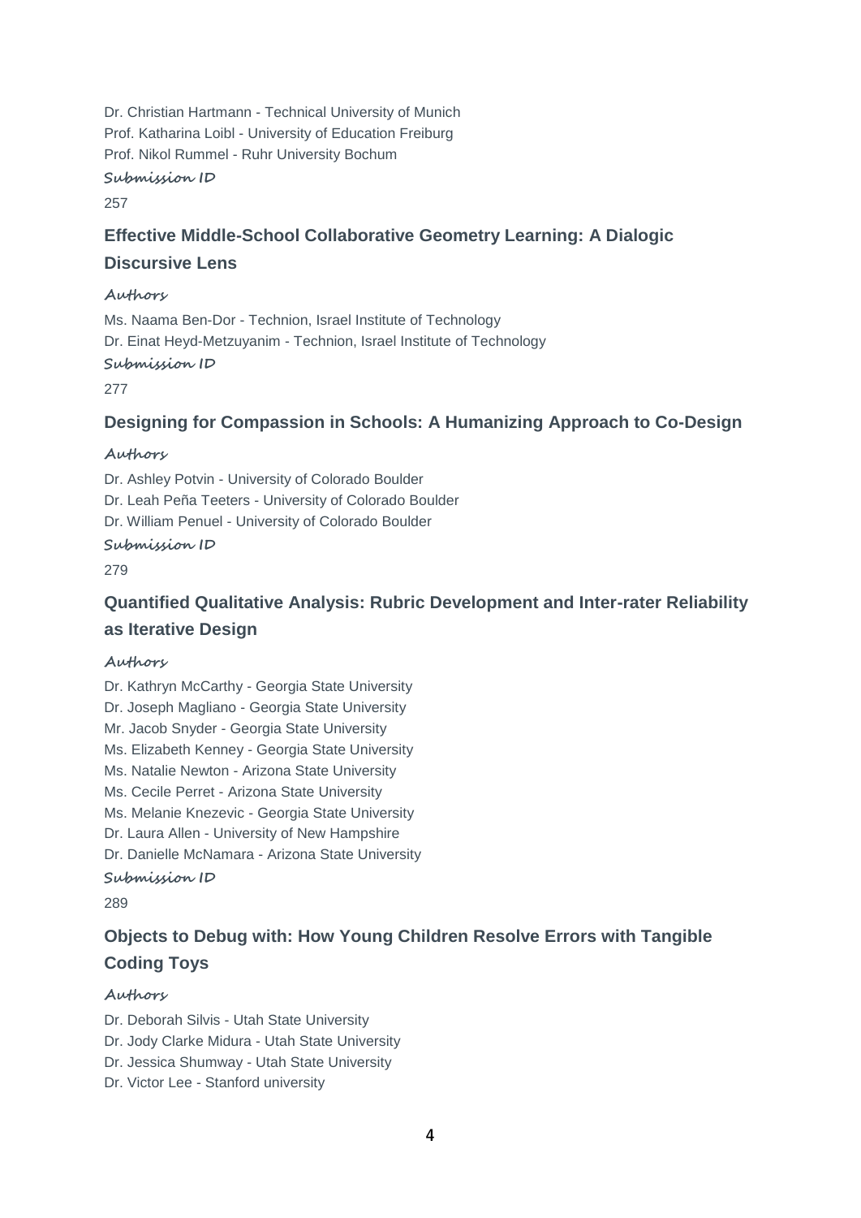Dr. Christian Hartmann - Technical University of Munich
Prof. Katharina Loibl - University of Education Freiburg
Prof. Nikol Rummel - Ruhr University Bochum

**Submission ID**

257

### Effective Middle-School Collaborative Geometry Learning: A Dialogic Discursive Lens

**Authors**

Ms. Naama Ben-Dor - Technion, Israel Institute of Technology
Dr. Einat Heyd-Metzuyanim - Technion, Israel Institute of Technology

**Submission ID**

277

### Designing for Compassion in Schools: A Humanizing Approach to Co-Design

**Authors**

Dr. Ashley Potvin - University of Colorado Boulder
Dr. Leah Peña Teeters - University of Colorado Boulder
Dr. William Penuel - University of Colorado Boulder

**Submission ID**

279

### Quantified Qualitative Analysis: Rubric Development and Inter-rater Reliability as Iterative Design

**Authors**

Dr. Kathryn McCarthy - Georgia State University
Dr. Joseph Magliano - Georgia State University
Mr. Jacob Snyder - Georgia State University
Ms. Elizabeth Kenney - Georgia State University
Ms. Natalie Newton - Arizona State University
Ms. Cecile Perret - Arizona State University
Ms. Melanie Knezevic - Georgia State University
Dr. Laura Allen - University of New Hampshire
Dr. Danielle McNamara - Arizona State University

**Submission ID**

289

### Objects to Debug with: How Young Children Resolve Errors with Tangible Coding Toys

**Authors**

Dr. Deborah Silvis - Utah State University
Dr. Jody Clarke Midura - Utah State University
Dr. Jessica Shumway - Utah State University
Dr. Victor Lee - Stanford university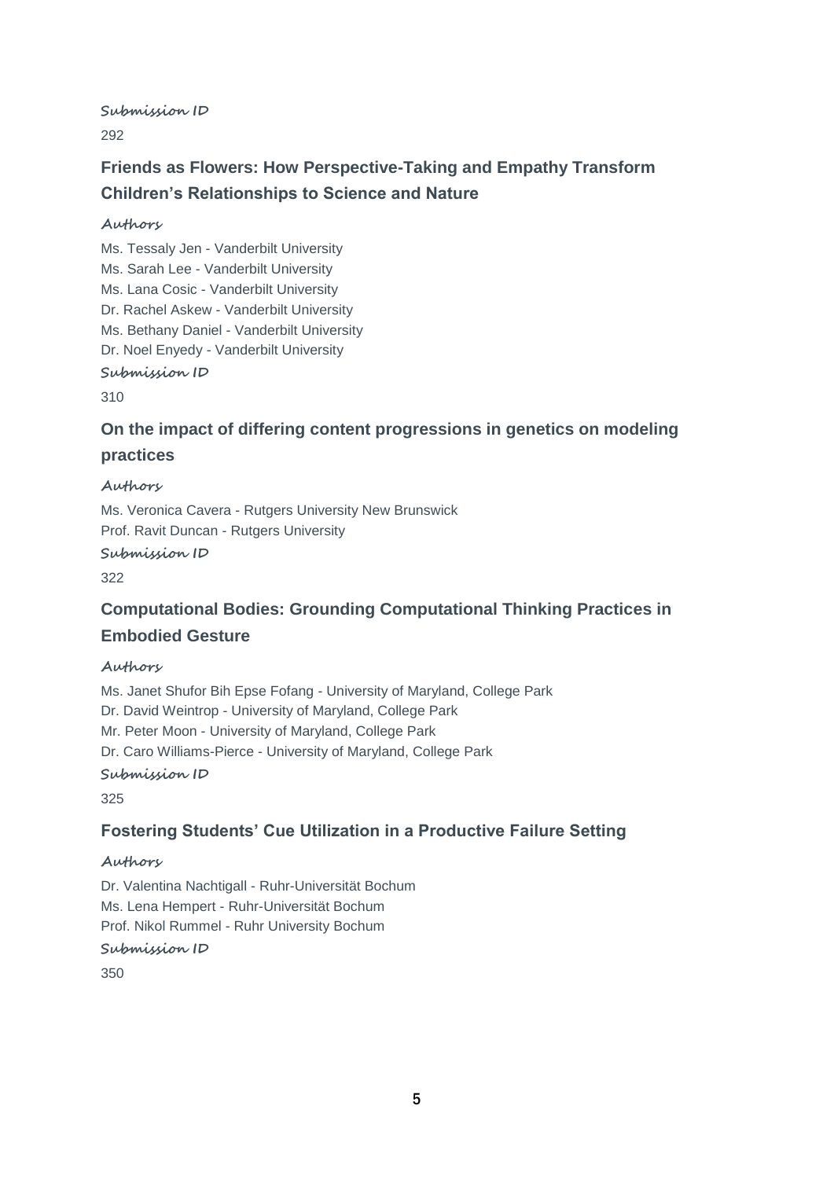**Submission ID**

292

### Friends as Flowers: How Perspective-Taking and Empathy Transform Children's Relationships to Science and Nature

**Authors**

Ms. Tessaly Jen - Vanderbilt University
Ms. Sarah Lee - Vanderbilt University
Ms. Lana Cosic - Vanderbilt University
Dr. Rachel Askew - Vanderbilt University
Ms. Bethany Daniel - Vanderbilt University
Dr. Noel Enyedy - Vanderbilt University

**Submission ID**

310

### On the impact of differing content progressions in genetics on modeling practices

**Authors**

Ms. Veronica Cavera - Rutgers University New Brunswick
Prof. Ravit Duncan - Rutgers University

**Submission ID**

322

### Computational Bodies: Grounding Computational Thinking Practices in Embodied Gesture

**Authors**

Ms. Janet Shufor Bih Epse Fofang - University of Maryland, College Park
Dr. David Weintrop - University of Maryland, College Park
Mr. Peter Moon - University of Maryland, College Park
Dr. Caro Williams-Pierce - University of Maryland, College Park

**Submission ID**

325

### Fostering Students' Cue Utilization in a Productive Failure Setting

**Authors**

Dr. Valentina Nachtigall - Ruhr-Universität Bochum
Ms. Lena Hempert - Ruhr-Universität Bochum
Prof. Nikol Rummel - Ruhr University Bochum

**Submission ID**

350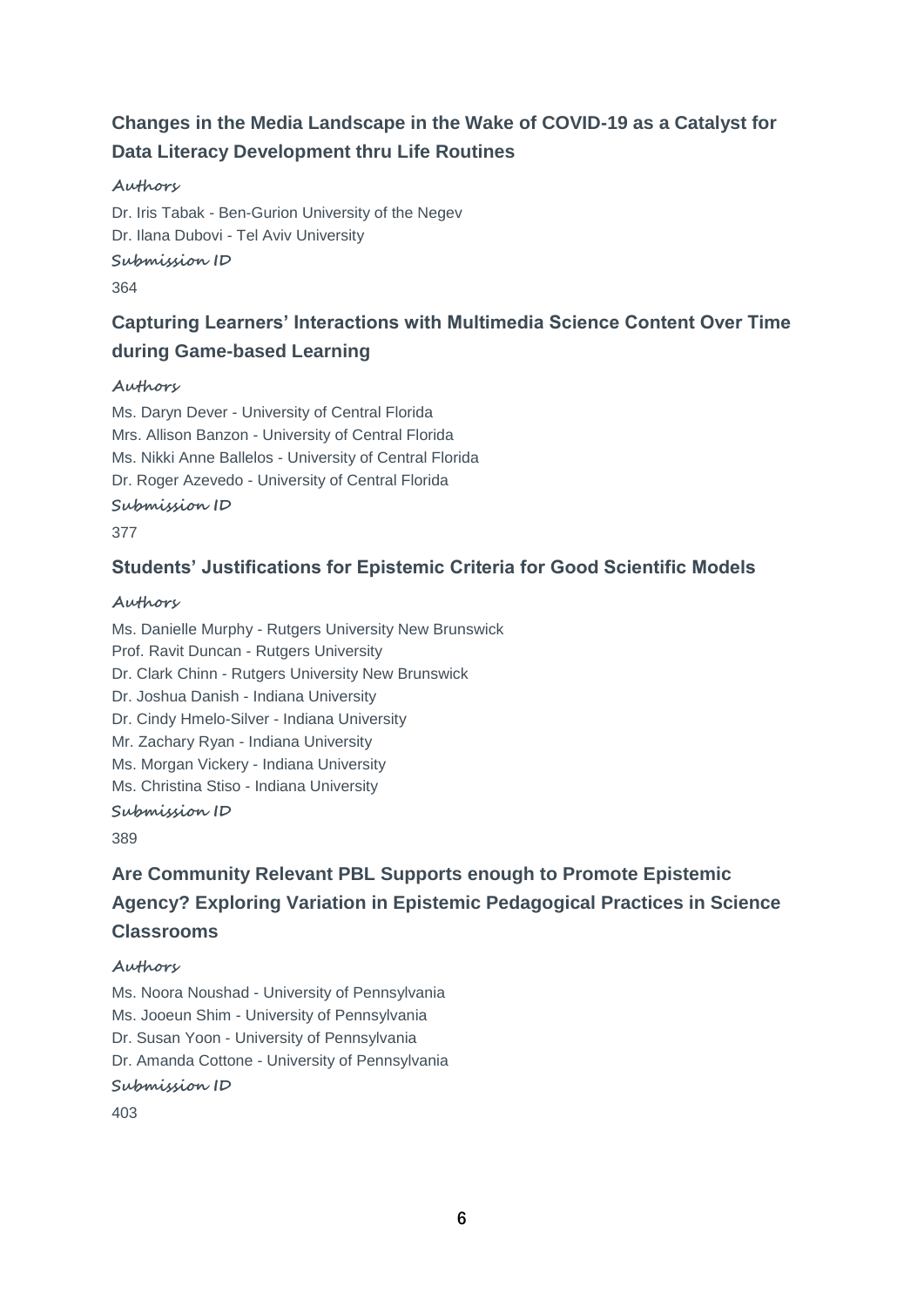### Changes in the Media Landscape in the Wake of COVID-19 as a Catalyst for Data Literacy Development thru Life Routines

**Authors**

Dr. Iris Tabak - Ben-Gurion University of the Negev
Dr. Ilana Dubovi - Tel Aviv University

**Submission ID**

364

### Capturing Learners' Interactions with Multimedia Science Content Over Time during Game-based Learning

**Authors**

Ms. Daryn Dever - University of Central Florida
Mrs. Allison Banzon - University of Central Florida
Ms. Nikki Anne Ballelos - University of Central Florida
Dr. Roger Azevedo - University of Central Florida

**Submission ID**

377

### Students' Justifications for Epistemic Criteria for Good Scientific Models

**Authors**

Ms. Danielle Murphy - Rutgers University New Brunswick
Prof. Ravit Duncan - Rutgers University
Dr. Clark Chinn - Rutgers University New Brunswick
Dr. Joshua Danish - Indiana University
Dr. Cindy Hmelo-Silver - Indiana University
Mr. Zachary Ryan - Indiana University
Ms. Morgan Vickery - Indiana University
Ms. Christina Stiso - Indiana University

**Submission ID**

389

### Are Community Relevant PBL Supports enough to Promote Epistemic Agency? Exploring Variation in Epistemic Pedagogical Practices in Science Classrooms

**Authors**

Ms. Noora Noushad - University of Pennsylvania
Ms. Jooeun Shim - University of Pennsylvania
Dr. Susan Yoon - University of Pennsylvania
Dr. Amanda Cottone - University of Pennsylvania

**Submission ID**

403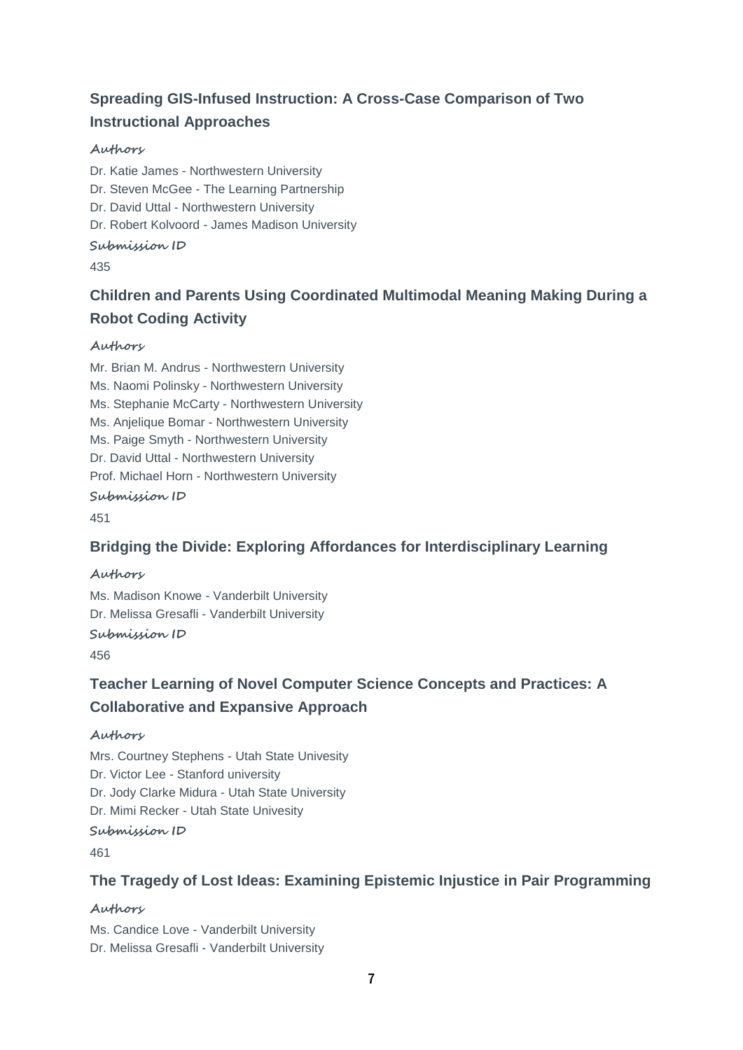### Spreading GIS-Infused Instruction: A Cross-Case Comparison of Two Instructional Approaches

*Authors*

Dr. Katie James - Northwestern University
Dr. Steven McGee - The Learning Partnership
Dr. David Uttal - Northwestern University
Dr. Robert Kolvoord - James Madison University

*Submission ID*

435

### Children and Parents Using Coordinated Multimodal Meaning Making During a Robot Coding Activity

*Authors*

Mr. Brian M. Andrus - Northwestern University
Ms. Naomi Polinsky - Northwestern University
Ms. Stephanie McCarty - Northwestern University
Ms. Anjelique Bomar - Northwestern University
Ms. Paige Smyth - Northwestern University
Dr. David Uttal - Northwestern University
Prof. Michael Horn - Northwestern University

*Submission ID*

451

### Bridging the Divide: Exploring Affordances for Interdisciplinary Learning

*Authors*

Ms. Madison Knowe - Vanderbilt University
Dr. Melissa Gresafli - Vanderbilt University

*Submission ID*

456

### Teacher Learning of Novel Computer Science Concepts and Practices: A Collaborative and Expansive Approach

*Authors*

Mrs. Courtney Stephens - Utah State Univesity
Dr. Victor Lee - Stanford university
Dr. Jody Clarke Midura - Utah State University
Dr. Mimi Recker - Utah State Univesity

*Submission ID*

461

### The Tragedy of Lost Ideas: Examining Epistemic Injustice in Pair Programming

*Authors*

Ms. Candice Love - Vanderbilt University
Dr. Melissa Gresafli - Vanderbilt University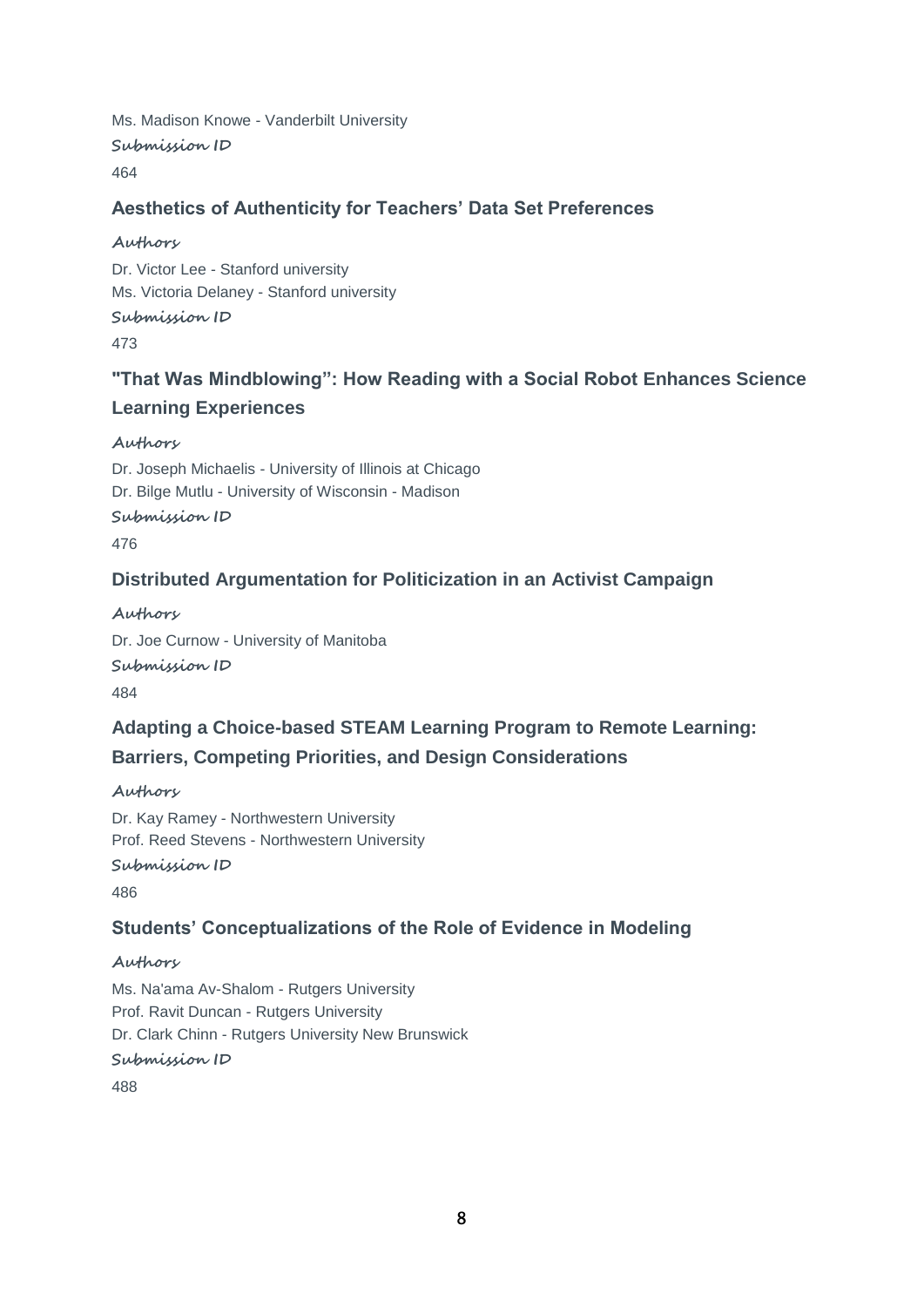Ms. Madison Knowe - Vanderbilt University

**Submission ID**

464

### Aesthetics of Authenticity for Teachers' Data Set Preferences

**Authors**

Dr. Victor Lee - Stanford university
Ms. Victoria Delaney - Stanford university

**Submission ID**

473

### "That Was Mindblowing": How Reading with a Social Robot Enhances Science Learning Experiences

**Authors**

Dr. Joseph Michaelis - University of Illinois at Chicago
Dr. Bilge Mutlu - University of Wisconsin - Madison

**Submission ID**

476

### Distributed Argumentation for Politicization in an Activist Campaign

**Authors**

Dr. Joe Curnow - University of Manitoba

**Submission ID**

484

### Adapting a Choice-based STEAM Learning Program to Remote Learning: Barriers, Competing Priorities, and Design Considerations

**Authors**

Dr. Kay Ramey - Northwestern University
Prof. Reed Stevens - Northwestern University

**Submission ID**

486

### Students' Conceptualizations of the Role of Evidence in Modeling

**Authors**

Ms. Na'ama Av-Shalom - Rutgers University
Prof. Ravit Duncan - Rutgers University
Dr. Clark Chinn - Rutgers University New Brunswick

**Submission ID**

488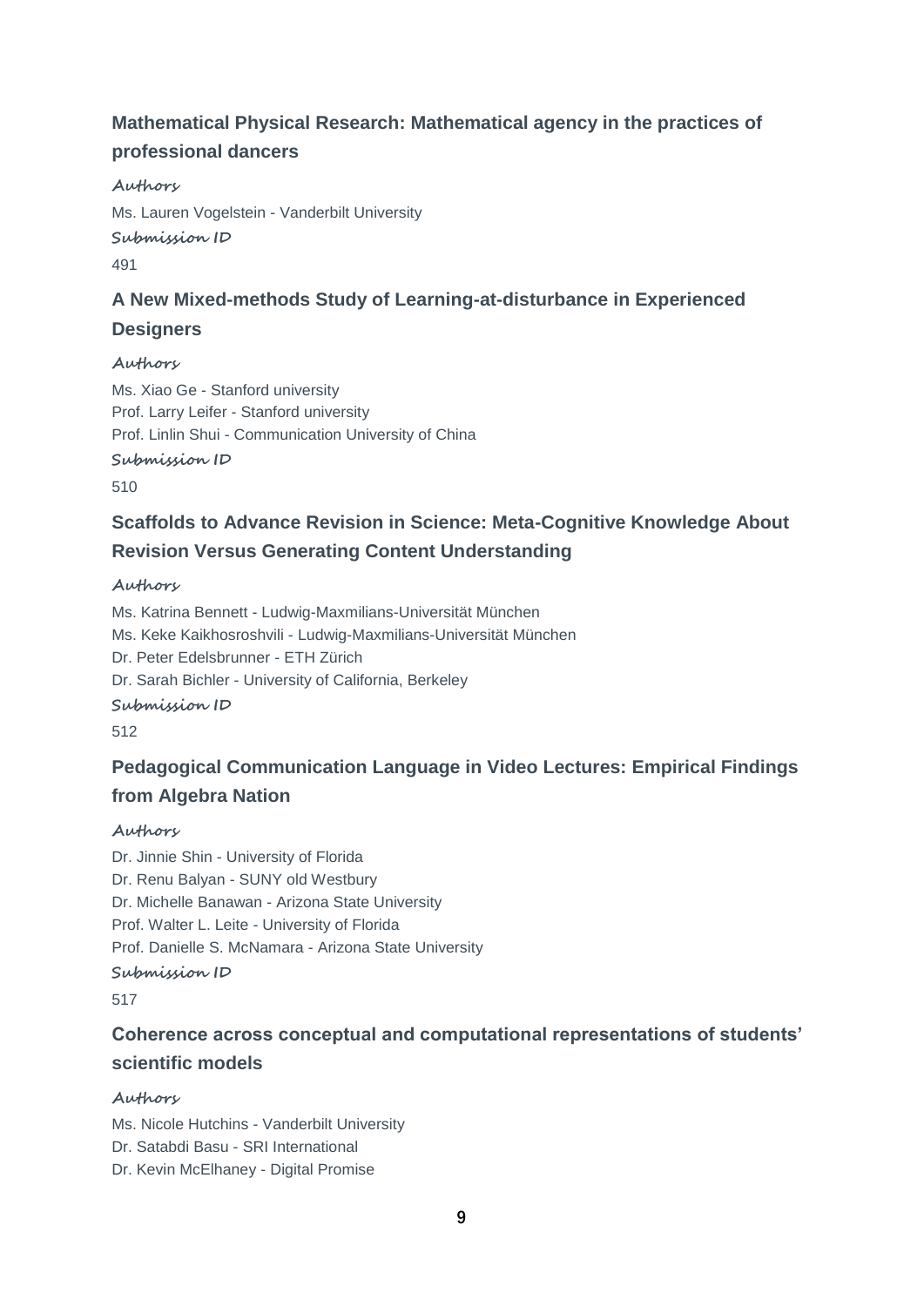### Mathematical Physical Research: Mathematical agency in the practices of professional dancers

**Authors**

Ms. Lauren Vogelstein - Vanderbilt University

**Submission ID**

491

### A New Mixed-methods Study of Learning-at-disturbance in Experienced Designers

**Authors**

Ms. Xiao Ge - Stanford university
Prof. Larry Leifer - Stanford university
Prof. Linlin Shui - Communication University of China

**Submission ID**

510

### Scaffolds to Advance Revision in Science: Meta-Cognitive Knowledge About Revision Versus Generating Content Understanding

**Authors**

Ms. Katrina Bennett - Ludwig-Maxmilians-Universität München
Ms. Keke Kaikhosroshvili - Ludwig-Maxmilians-Universität München
Dr. Peter Edelsbrunner - ETH Zürich
Dr. Sarah Bichler - University of California, Berkeley

**Submission ID**

512

### Pedagogical Communication Language in Video Lectures: Empirical Findings from Algebra Nation

**Authors**

Dr. Jinnie Shin - University of Florida
Dr. Renu Balyan - SUNY old Westbury
Dr. Michelle Banawan - Arizona State University
Prof. Walter L. Leite - University of Florida
Prof. Danielle S. McNamara - Arizona State University

**Submission ID**

517

### Coherence across conceptual and computational representations of students' scientific models

**Authors**

Ms. Nicole Hutchins - Vanderbilt University
Dr. Satabdi Basu - SRI International
Dr. Kevin McElhaney - Digital Promise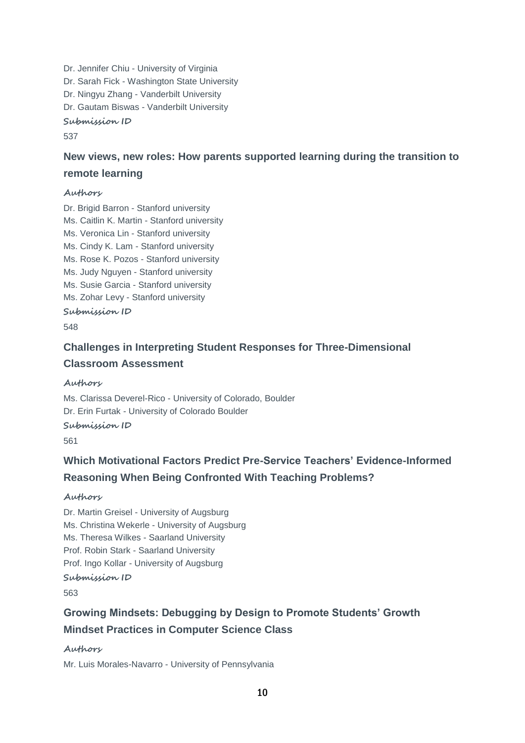Dr. Jennifer Chiu - University of Virginia
Dr. Sarah Fick - Washington State University
Dr. Ningyu Zhang - Vanderbilt University
Dr. Gautam Biswas - Vanderbilt University

**Submission ID**

537

### New views, new roles: How parents supported learning during the transition to remote learning

**Authors**

Dr. Brigid Barron - Stanford university
Ms. Caitlin K. Martin - Stanford university
Ms. Veronica Lin - Stanford university
Ms. Cindy K. Lam - Stanford university
Ms. Rose K. Pozos - Stanford university
Ms. Judy Nguyen - Stanford university
Ms. Susie Garcia - Stanford university
Ms. Zohar Levy - Stanford university

**Submission ID**

548

### Challenges in Interpreting Student Responses for Three-Dimensional Classroom Assessment

**Authors**

Ms. Clarissa Deverel-Rico - University of Colorado, Boulder
Dr. Erin Furtak - University of Colorado Boulder

**Submission ID**

561

### Which Motivational Factors Predict Pre-Service Teachers' Evidence-Informed Reasoning When Being Confronted With Teaching Problems?

**Authors**

Dr. Martin Greisel - University of Augsburg
Ms. Christina Wekerle - University of Augsburg
Ms. Theresa Wilkes - Saarland University
Prof. Robin Stark - Saarland University
Prof. Ingo Kollar - University of Augsburg

**Submission ID**

563

### Growing Mindsets: Debugging by Design to Promote Students' Growth Mindset Practices in Computer Science Class

**Authors**

Mr. Luis Morales-Navarro - University of Pennsylvania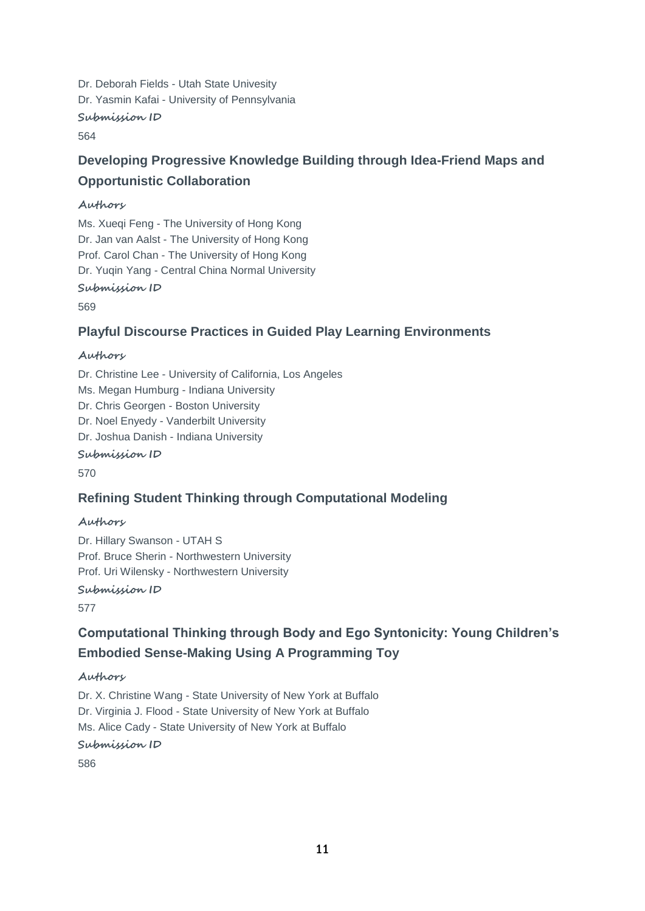Dr. Deborah Fields - Utah State Univesity
Dr. Yasmin Kafai - University of Pennsylvania

**Submission ID**

564

### Developing Progressive Knowledge Building through Idea-Friend Maps and Opportunistic Collaboration

**Authors**

Ms. Xueqi Feng - The University of Hong Kong
Dr. Jan van Aalst - The University of Hong Kong
Prof. Carol Chan - The University of Hong Kong
Dr. Yuqin Yang - Central China Normal University

**Submission ID**

569

### Playful Discourse Practices in Guided Play Learning Environments

**Authors**

Dr. Christine Lee - University of California, Los Angeles
Ms. Megan Humburg - Indiana University
Dr. Chris Georgen - Boston University
Dr. Noel Enyedy - Vanderbilt University
Dr. Joshua Danish - Indiana University

**Submission ID**

570

### Refining Student Thinking through Computational Modeling

**Authors**

Dr. Hillary Swanson - UTAH S
Prof. Bruce Sherin - Northwestern University
Prof. Uri Wilensky - Northwestern University

**Submission ID**

577

### Computational Thinking through Body and Ego Syntonicity: Young Children's Embodied Sense-Making Using A Programming Toy

**Authors**

Dr. X. Christine Wang - State University of New York at Buffalo
Dr. Virginia J. Flood - State University of New York at Buffalo
Ms. Alice Cady - State University of New York at Buffalo

**Submission ID**

586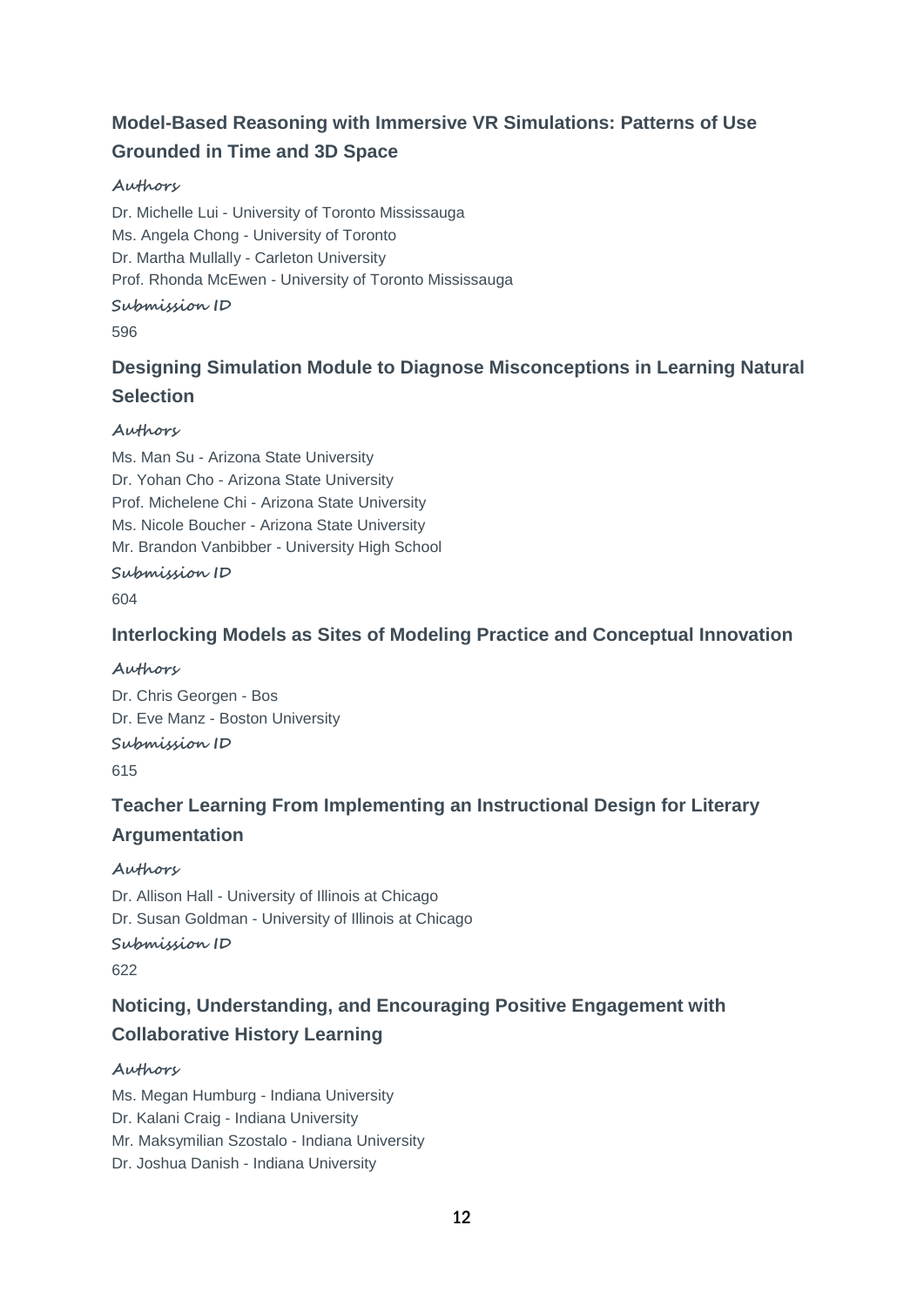### Model-Based Reasoning with Immersive VR Simulations: Patterns of Use Grounded in Time and 3D Space

**Authors**

Dr. Michelle Lui - University of Toronto Mississauga
Ms. Angela Chong - University of Toronto
Dr. Martha Mullally - Carleton University
Prof. Rhonda McEwen - University of Toronto Mississauga

**Submission ID**

596

### Designing Simulation Module to Diagnose Misconceptions in Learning Natural Selection

**Authors**

Ms. Man Su - Arizona State University
Dr. Yohan Cho - Arizona State University
Prof. Michelene Chi - Arizona State University
Ms. Nicole Boucher - Arizona State University
Mr. Brandon Vanbibber - University High School

**Submission ID**

604

### Interlocking Models as Sites of Modeling Practice and Conceptual Innovation

**Authors**

Dr. Chris Georgen - Bos
Dr. Eve Manz - Boston University

**Submission ID**

615

### Teacher Learning From Implementing an Instructional Design for Literary Argumentation

**Authors**

Dr. Allison Hall - University of Illinois at Chicago
Dr. Susan Goldman - University of Illinois at Chicago

**Submission ID**

622

### Noticing, Understanding, and Encouraging Positive Engagement with Collaborative History Learning

**Authors**

Ms. Megan Humburg - Indiana University
Dr. Kalani Craig - Indiana University
Mr. Maksymilian Szostalo - Indiana University
Dr. Joshua Danish - Indiana University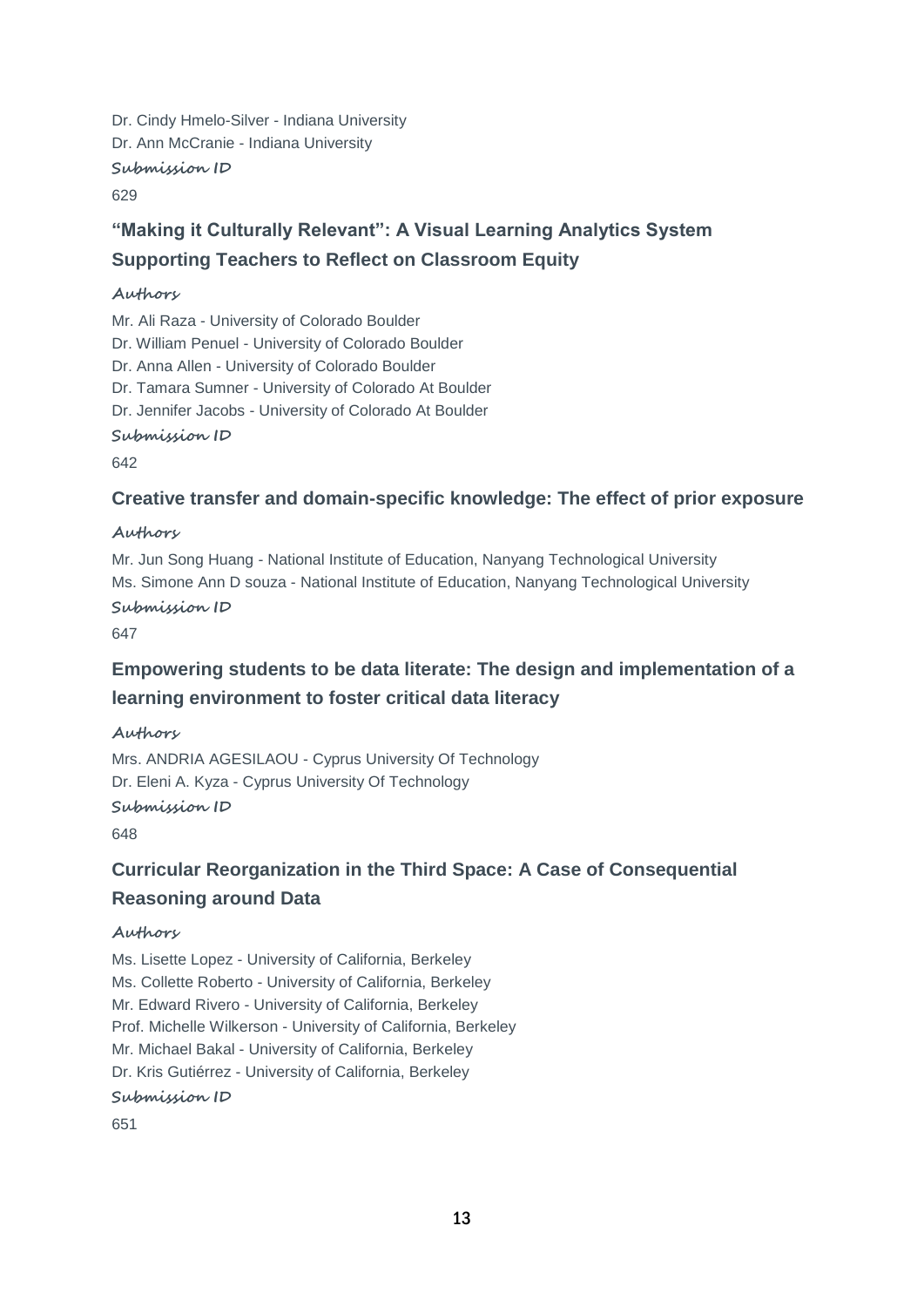Dr. Cindy Hmelo-Silver - Indiana University
Dr. Ann McCranie - Indiana University

**Submission ID**

629

## “Making it Culturally Relevant”: A Visual Learning Analytics System Supporting Teachers to Reflect on Classroom Equity

**Authors**

Mr. Ali Raza - University of Colorado Boulder
Dr. William Penuel - University of Colorado Boulder
Dr. Anna Allen - University of Colorado Boulder
Dr. Tamara Sumner - University of Colorado At Boulder
Dr. Jennifer Jacobs - University of Colorado At Boulder

**Submission ID**

642

## Creative transfer and domain-specific knowledge: The effect of prior exposure

**Authors**

Mr. Jun Song Huang - National Institute of Education, Nanyang Technological University
Ms. Simone Ann D souza - National Institute of Education, Nanyang Technological University

**Submission ID**

647

## Empowering students to be data literate: The design and implementation of a learning environment to foster critical data literacy

**Authors**

Mrs. ANDRIA AGESILAOU - Cyprus University Of Technology
Dr. Eleni A. Kyza - Cyprus University Of Technology

**Submission ID**

648

## Curricular Reorganization in the Third Space: A Case of Consequential Reasoning around Data

**Authors**

Ms. Lisette Lopez - University of California, Berkeley
Ms. Collette Roberto - University of California, Berkeley
Mr. Edward Rivero - University of California, Berkeley
Prof. Michelle Wilkerson - University of California, Berkeley
Mr. Michael Bakal - University of California, Berkeley
Dr. Kris Gutiérrez - University of California, Berkeley

**Submission ID**

651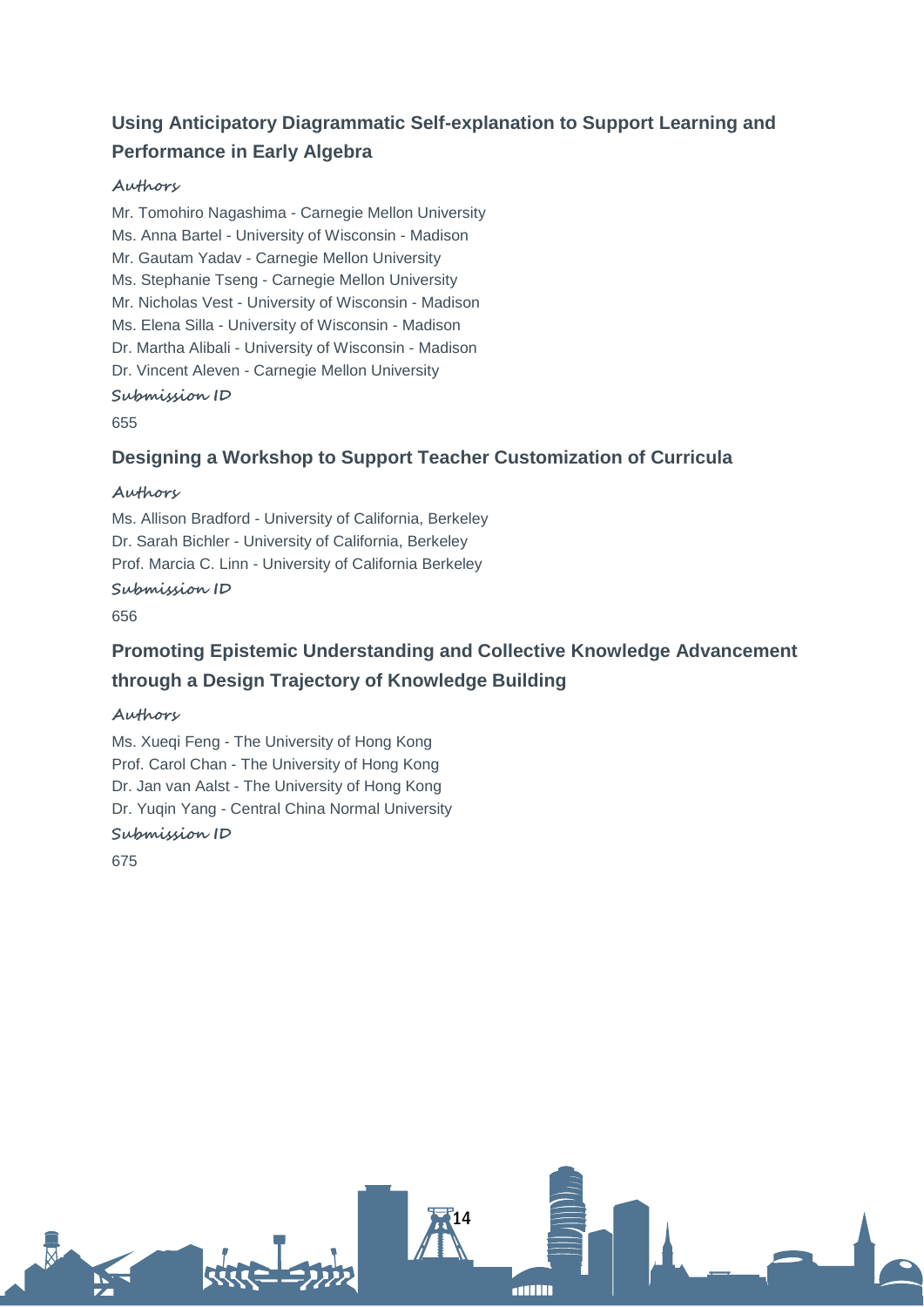## Using Anticipatory Diagrammatic Self-explanation to Support Learning and Performance in Early Algebra

#### Authors

Mr. Tomohiro Nagashima - Carnegie Mellon University
Ms. Anna Bartel - University of Wisconsin - Madison
Mr. Gautam Yadav - Carnegie Mellon University
Ms. Stephanie Tseng - Carnegie Mellon University
Mr. Nicholas Vest - University of Wisconsin - Madison
Ms. Elena Silla - University of Wisconsin - Madison
Dr. Martha Alibali - University of Wisconsin - Madison
Dr. Vincent Aleven - Carnegie Mellon University

#### Submission ID

655

## Designing a Workshop to Support Teacher Customization of Curricula

#### Authors

Ms. Allison Bradford - University of California, Berkeley
Dr. Sarah Bichler - University of California, Berkeley
Prof. Marcia C. Linn - University of California Berkeley

#### Submission ID

656

## Promoting Epistemic Understanding and Collective Knowledge Advancement through a Design Trajectory of Knowledge Building

#### Authors

Ms. Xueqi Feng - The University of Hong Kong
Prof. Carol Chan - The University of Hong Kong
Dr. Jan van Aalst - The University of Hong Kong
Dr. Yuqin Yang - Central China Normal University

#### Submission ID

675